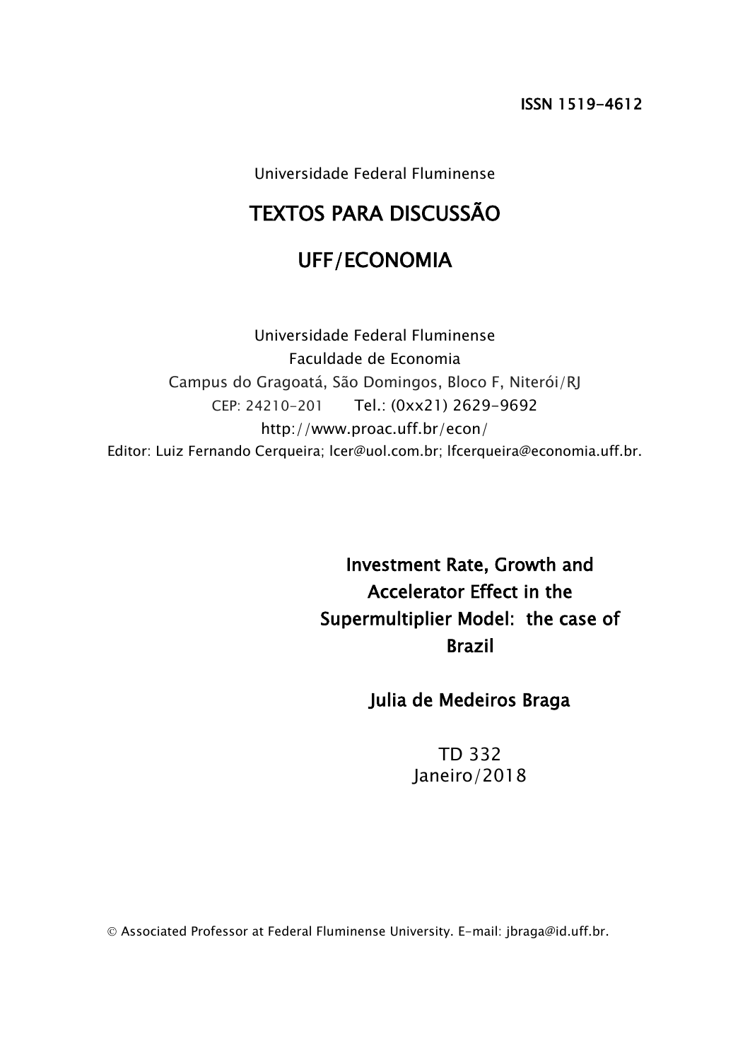ISSN 1519-4612

Universidade Federal Fluminense

# TEXTOS PARA DISCUSSÃO

# UFF/ECONOMIA

Universidade Federal Fluminense
Faculdade de Economia
Campus do Gragoatá, São Domingos, Bloco F, Niterói/RJ
CEP: 24210-201 Tel.: (0xx21) 2629-9692
http://www.proac.uff.br/econ/
Editor: Luiz Fernando Cerqueira; lcer@uol.com.br; lfcerqueira@economia.uff.br.

## Investment Rate, Growth and Accelerator Effect in the Supermultiplier Model: the case of Brazil

**Julia de Medeiros Braga**

TD 332
Janeiro/2018

© Associated Professor at Federal Fluminense University. E-mail: jbraga@id.uff.br.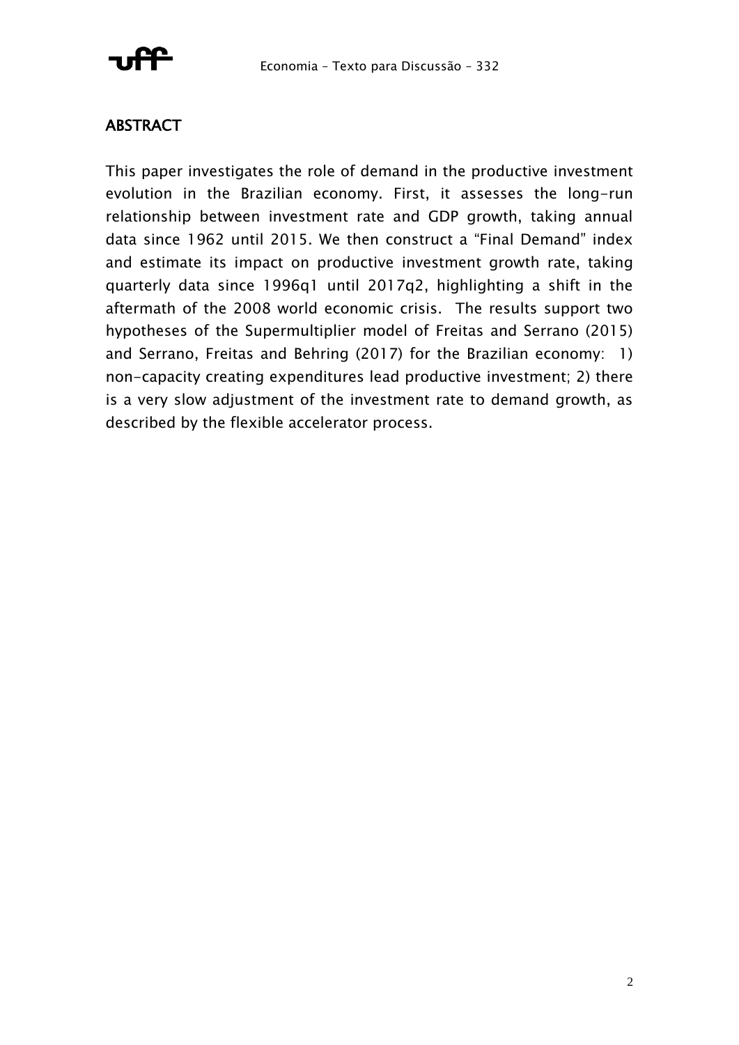## ABSTRACT

This paper investigates the role of demand in the productive investment evolution in the Brazilian economy. First, it assesses the long-run relationship between investment rate and GDP growth, taking annual data since 1962 until 2015. We then construct a "Final Demand" index and estimate its impact on productive investment growth rate, taking quarterly data since 1996q1 until 2017q2, highlighting a shift in the aftermath of the 2008 world economic crisis. The results support two hypotheses of the Supermultiplier model of Freitas and Serrano (2015) and Serrano, Freitas and Behring (2017) for the Brazilian economy: 1) non-capacity creating expenditures lead productive investment; 2) there is a very slow adjustment of the investment rate to demand growth, as described by the flexible accelerator process.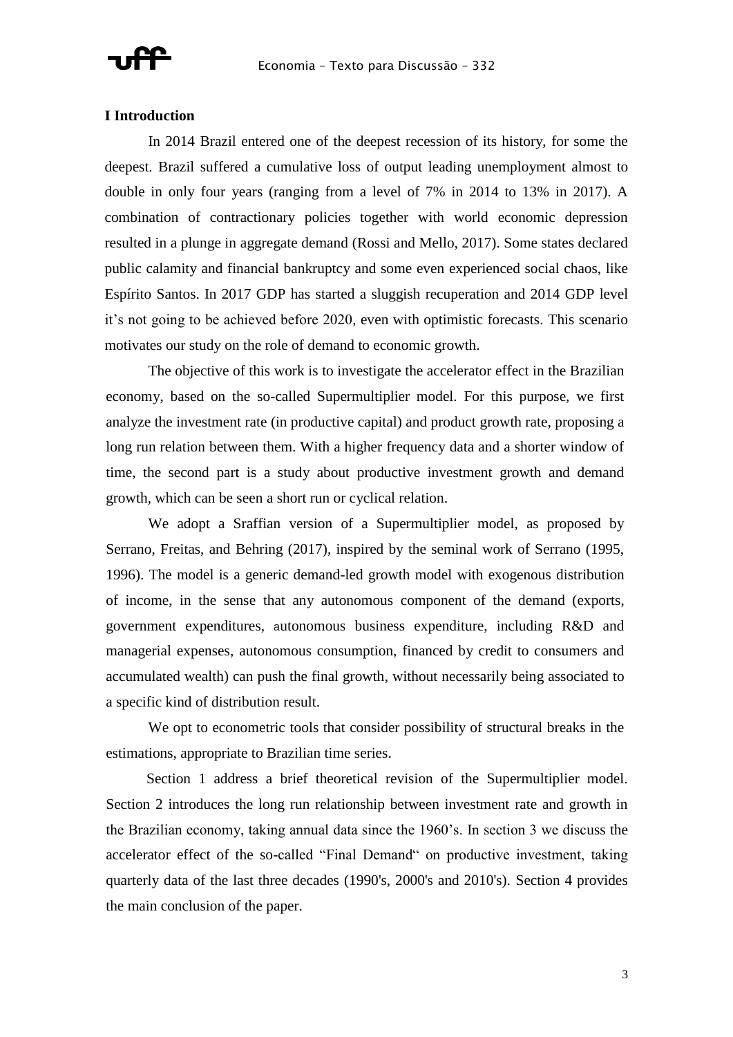## I Introduction

In 2014 Brazil entered one of the deepest recession of its history, for some the deepest. Brazil suffered a cumulative loss of output leading unemployment almost to double in only four years (ranging from a level of 7% in 2014 to 13% in 2017). A combination of contractionary policies together with world economic depression resulted in a plunge in aggregate demand (Rossi and Mello, 2017). Some states declared public calamity and financial bankruptcy and some even experienced social chaos, like Espírito Santos. In 2017 GDP has started a sluggish recuperation and 2014 GDP level it's not going to be achieved before 2020, even with optimistic forecasts. This scenario motivates our study on the role of demand to economic growth.

The objective of this work is to investigate the accelerator effect in the Brazilian economy, based on the so-called Supermultiplier model. For this purpose, we first analyze the investment rate (in productive capital) and product growth rate, proposing a long run relation between them. With a higher frequency data and a shorter window of time, the second part is a study about productive investment growth and demand growth, which can be seen a short run or cyclical relation.

We adopt a Sraffian version of a Supermultiplier model, as proposed by Serrano, Freitas, and Behring (2017), inspired by the seminal work of Serrano (1995, 1996). The model is a generic demand-led growth model with exogenous distribution of income, in the sense that any autonomous component of the demand (exports, government expenditures, autonomous business expenditure, including R&D and managerial expenses, autonomous consumption, financed by credit to consumers and accumulated wealth) can push the final growth, without necessarily being associated to a specific kind of distribution result.

We opt to econometric tools that consider possibility of structural breaks in the estimations, appropriate to Brazilian time series.

Section 1 address a brief theoretical revision of the Supermultiplier model. Section 2 introduces the long run relationship between investment rate and growth in the Brazilian economy, taking annual data since the 1960's. In section 3 we discuss the accelerator effect of the so-called "Final Demand" on productive investment, taking quarterly data of the last three decades (1990's, 2000's and 2010's). Section 4 provides the main conclusion of the paper.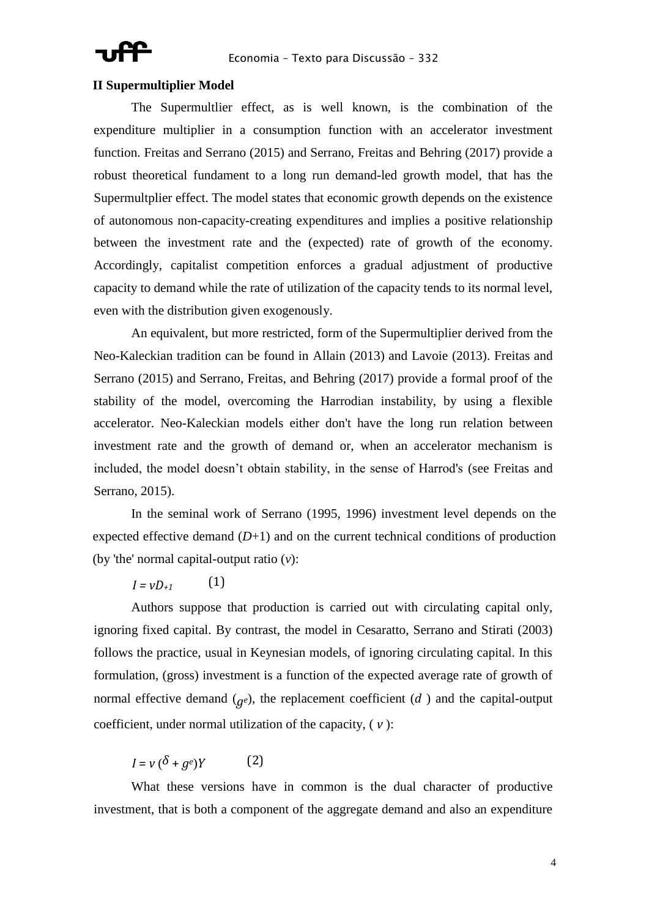## II Supermultiplier Model

The Supermultlier effect, as is well known, is the combination of the expenditure multiplier in a consumption function with an accelerator investment function. Freitas and Serrano (2015) and Serrano, Freitas and Behring (2017) provide a robust theoretical fundament to a long run demand-led growth model, that has the Supermultplier effect. The model states that economic growth depends on the existence of autonomous non-capacity-creating expenditures and implies a positive relationship between the investment rate and the (expected) rate of growth of the economy. Accordingly, capitalist competition enforces a gradual adjustment of productive capacity to demand while the rate of utilization of the capacity tends to its normal level, even with the distribution given exogenously.

An equivalent, but more restricted, form of the Supermultiplier derived from the Neo-Kaleckian tradition can be found in Allain (2013) and Lavoie (2013). Freitas and Serrano (2015) and Serrano, Freitas, and Behring (2017) provide a formal proof of the stability of the model, overcoming the Harrodian instability, by using a flexible accelerator. Neo-Kaleckian models either don't have the long run relation between investment rate and the growth of demand or, when an accelerator mechanism is included, the model doesn't obtain stability, in the sense of Harrod's (see Freitas and Serrano, 2015).

In the seminal work of Serrano (1995, 1996) investment level depends on the expected effective demand ($D$+1) and on the current technical conditions of production (by 'the' normal capital-output ratio ($v$):

$$I = vD_{+1} \qquad (1)$$

Authors suppose that production is carried out with circulating capital only, ignoring fixed capital. By contrast, the model in Cesaratto, Serrano and Stirati (2003) follows the practice, usual in Keynesian models, of ignoring circulating capital. In this formulation, (gross) investment is a function of the expected average rate of growth of normal effective demand ($g^e$), the replacement coefficient ($d$) and the capital-output coefficient, under normal utilization of the capacity, ($v$):

$$I = v\,(\delta + g^e)Y \qquad (2)$$

What these versions have in common is the dual character of productive investment, that is both a component of the aggregate demand and also an expenditure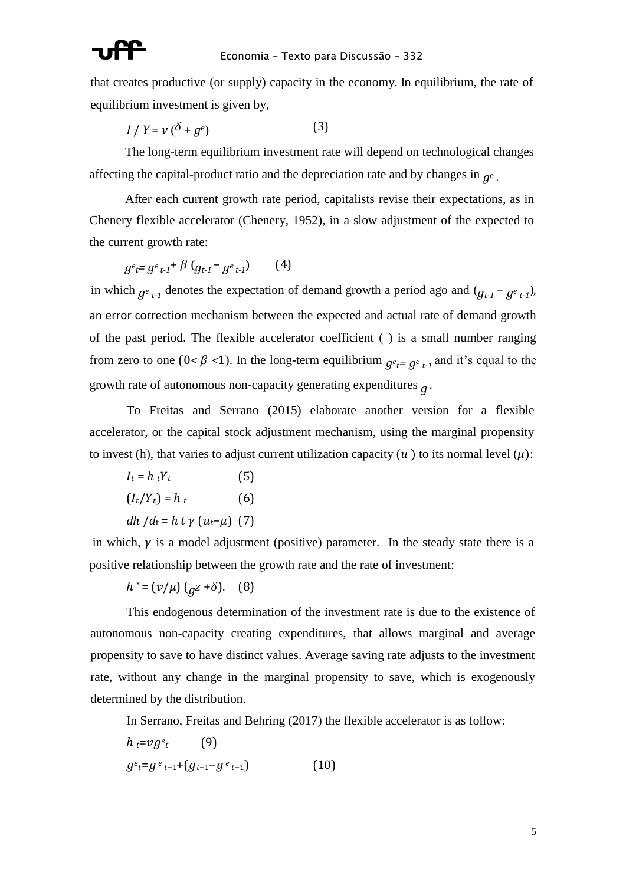that creates productive (or supply) capacity in the economy. In equilibrium, the rate of equilibrium investment is given by,

$$I / Y = v (\delta + g^e) \qquad (3)$$

The long-term equilibrium investment rate will depend on technological changes affecting the capital-product ratio and the depreciation rate and by changes in $g^e$.

After each current growth rate period, capitalists revise their expectations, as in Chenery flexible accelerator (Chenery, 1952), in a slow adjustment of the expected to the current growth rate:

$$g^e_t = g^e_{t-1} + \beta (g_{t-1} - g^e_{t-1}) \qquad (4)$$

in which $g^e_{t-1}$ denotes the expectation of demand growth a period ago and $(g_{t-1} - g^e_{t-1})$, an error correction mechanism between the expected and actual rate of demand growth of the past period. The flexible accelerator coefficient ( ) is a small number ranging from zero to one ($0 < \beta < 1$). In the long-term equilibrium $g^e_t = g^e_{t-1}$ and it's equal to the growth rate of autonomous non-capacity generating expenditures $g$.

To Freitas and Serrano (2015) elaborate another version for a flexible accelerator, or the capital stock adjustment mechanism, using the marginal propensity to invest (h), that varies to adjust current utilization capacity ($u$) to its normal level ($\mu$):

$$I_t = h_t Y_t \qquad (5)$$

$$(I_t/Y_t) = h_t \qquad (6)$$

$$dh/d_t = h_t \gamma (u_t - \mu) \quad (7)$$

in which, $\gamma$ is a model adjustment (positive) parameter. In the steady state there is a positive relationship between the growth rate and the rate of investment:

$$h^* = (v/\mu)(g_z + \delta). \quad (8)$$

This endogenous determination of the investment rate is due to the existence of autonomous non-capacity creating expenditures, that allows marginal and average propensity to save to have distinct values. Average saving rate adjusts to the investment rate, without any change in the marginal propensity to save, which is exogenously determined by the distribution.

In Serrano, Freitas and Behring (2017) the flexible accelerator is as follow:

$$h_t = v g^e_t \qquad (9)$$

$$g^e_t = g^e_{t-1} + (g_{t-1} - g^e_{t-1}) \qquad (10)$$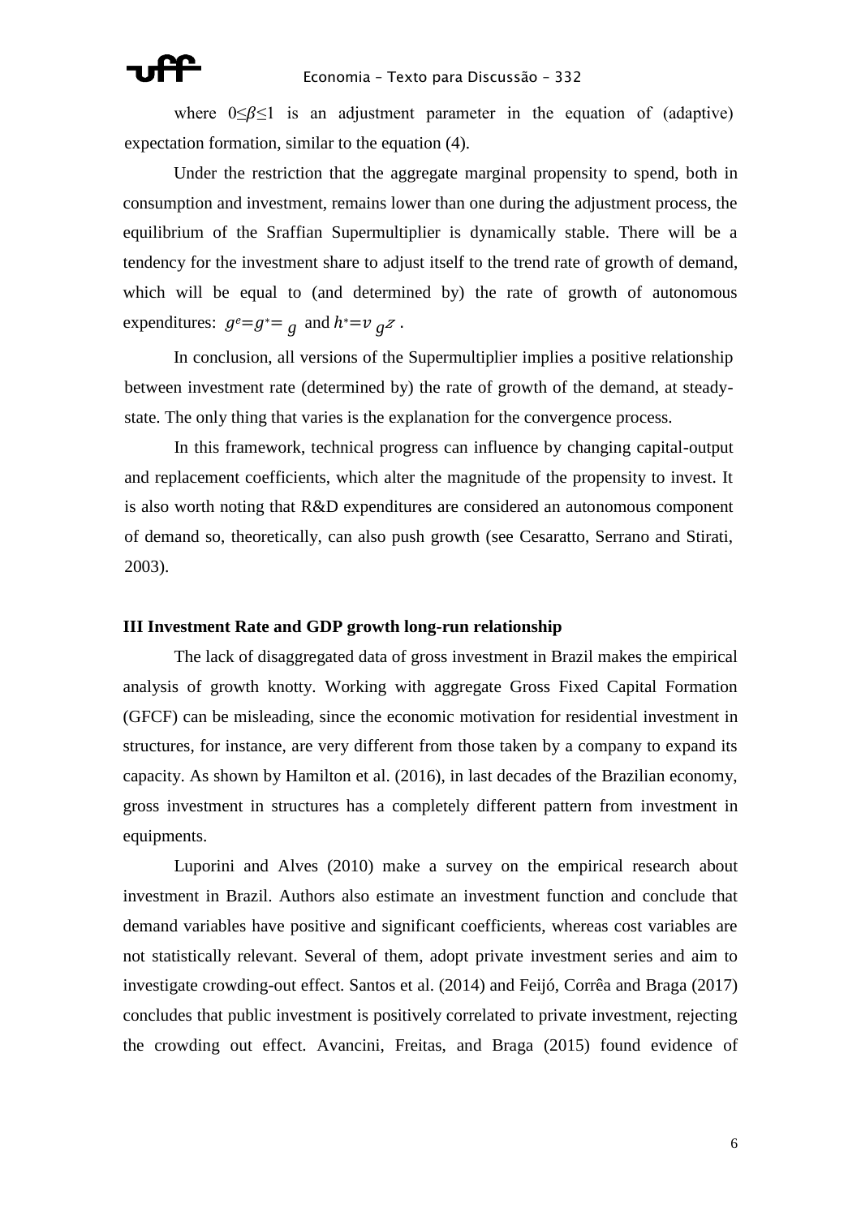where $0 \leq \beta \leq 1$ is an adjustment parameter in the equation of (adaptive) expectation formation, similar to the equation (4).

Under the restriction that the aggregate marginal propensity to spend, both in consumption and investment, remains lower than one during the adjustment process, the equilibrium of the Sraffian Supermultiplier is dynamically stable. There will be a tendency for the investment share to adjust itself to the trend rate of growth of demand, which will be equal to (and determined by) the rate of growth of autonomous expenditures: $g^e = g^* = g$ and $h^* = v\, g^Z$ .

In conclusion, all versions of the Supermultiplier implies a positive relationship between investment rate (determined by) the rate of growth of the demand, at steady-state. The only thing that varies is the explanation for the convergence process.

In this framework, technical progress can influence by changing capital-output and replacement coefficients, which alter the magnitude of the propensity to invest. It is also worth noting that R&D expenditures are considered an autonomous component of demand so, theoretically, can also push growth (see Cesaratto, Serrano and Stirati, 2003).

### III Investment Rate and GDP growth long-run relationship

The lack of disaggregated data of gross investment in Brazil makes the empirical analysis of growth knotty. Working with aggregate Gross Fixed Capital Formation (GFCF) can be misleading, since the economic motivation for residential investment in structures, for instance, are very different from those taken by a company to expand its capacity. As shown by Hamilton et al. (2016), in last decades of the Brazilian economy, gross investment in structures has a completely different pattern from investment in equipments.

Luporini and Alves (2010) make a survey on the empirical research about investment in Brazil. Authors also estimate an investment function and conclude that demand variables have positive and significant coefficients, whereas cost variables are not statistically relevant. Several of them, adopt private investment series and aim to investigate crowding-out effect. Santos et al. (2014) and Feijó, Corrêa and Braga (2017) concludes that public investment is positively correlated to private investment, rejecting the crowding out effect. Avancini, Freitas, and Braga (2015) found evidence of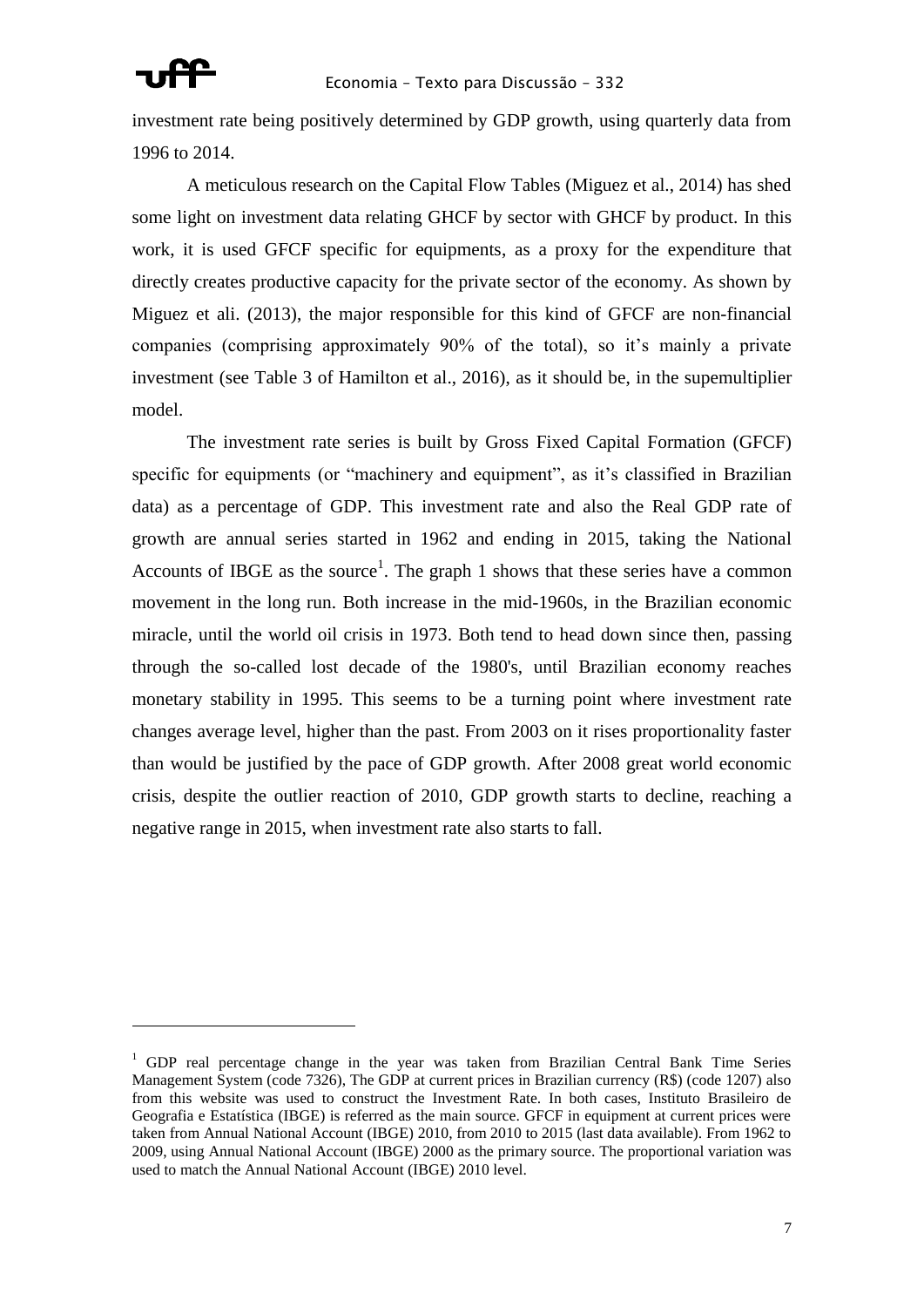investment rate being positively determined by GDP growth, using quarterly data from 1996 to 2014.

A meticulous research on the Capital Flow Tables (Miguez et al., 2014) has shed some light on investment data relating GHCF by sector with GHCF by product. In this work, it is used GFCF specific for equipments, as a proxy for the expenditure that directly creates productive capacity for the private sector of the economy. As shown by Miguez et ali. (2013), the major responsible for this kind of GFCF are non-financial companies (comprising approximately 90% of the total), so it's mainly a private investment (see Table 3 of Hamilton et al., 2016), as it should be, in the supemultiplier model.

The investment rate series is built by Gross Fixed Capital Formation (GFCF) specific for equipments (or "machinery and equipment", as it's classified in Brazilian data) as a percentage of GDP. This investment rate and also the Real GDP rate of growth are annual series started in 1962 and ending in 2015, taking the National Accounts of IBGE as the source[1]. The graph 1 shows that these series have a common movement in the long run. Both increase in the mid-1960s, in the Brazilian economic miracle, until the world oil crisis in 1973. Both tend to head down since then, passing through the so-called lost decade of the 1980's, until Brazilian economy reaches monetary stability in 1995. This seems to be a turning point where investment rate changes average level, higher than the past. From 2003 on it rises proportionality faster than would be justified by the pace of GDP growth. After 2008 great world economic crisis, despite the outlier reaction of 2010, GDP growth starts to decline, reaching a negative range in 2015, when investment rate also starts to fall.

---

[1] GDP real percentage change in the year was taken from Brazilian Central Bank Time Series Management System (code 7326), The GDP at current prices in Brazilian currency (R$) (code 1207) also from this website was used to construct the Investment Rate. In both cases, Instituto Brasileiro de Geografia e Estatística (IBGE) is referred as the main source. GFCF in equipment at current prices were taken from Annual National Account (IBGE) 2010, from 2010 to 2015 (last data available). From 1962 to 2009, using Annual National Account (IBGE) 2000 as the primary source. The proportional variation was used to match the Annual National Account (IBGE) 2010 level.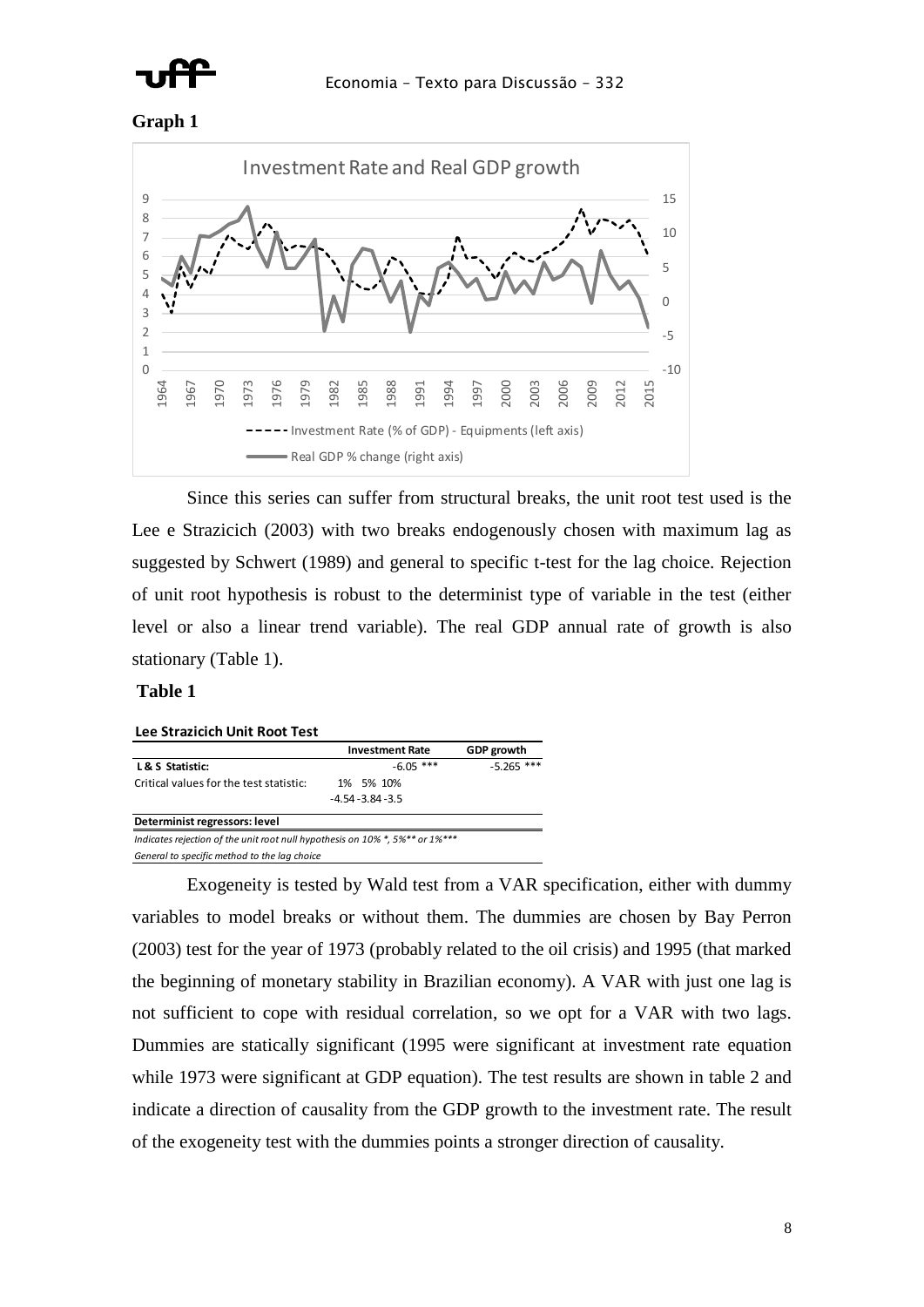**Graph 1**

Since this series can suffer from structural breaks, the unit root test used is the Lee e Strazicich (2003) with two breaks endogenously chosen with maximum lag as suggested by Schwert (1989) and general to specific t-test for the lag choice. Rejection of unit root hypothesis is robust to the determinist type of variable in the test (either level or also a linear trend variable). The real GDP annual rate of growth is also stationary (Table 1).

**Table 1**

**Lee Strazicich Unit Root Test**

| | Investment Rate | GDP growth |
|---|---|---|
| **L & S Statistic:** | -6.05 *** | -5.265 *** |
| Critical values for the test statistic: | 1% 5% 10%<br>-4.54 -3.84 -3.5 | |
| **Determinist regressors: level** | | |

*Indicates rejection of the unit root null hypothesis on 10% *, 5%** or 1%****

*General to specific method to the lag choice*

Exogeneity is tested by Wald test from a VAR specification, either with dummy variables to model breaks or without them. The dummies are chosen by Bay Perron (2003) test for the year of 1973 (probably related to the oil crisis) and 1995 (that marked the beginning of monetary stability in Brazilian economy). A VAR with just one lag is not sufficient to cope with residual correlation, so we opt for a VAR with two lags. Dummies are statically significant (1995 were significant at investment rate equation while 1973 were significant at GDP equation). The test results are shown in table 2 and indicate a direction of causality from the GDP growth to the investment rate. The result of the exogeneity test with the dummies points a stronger direction of causality.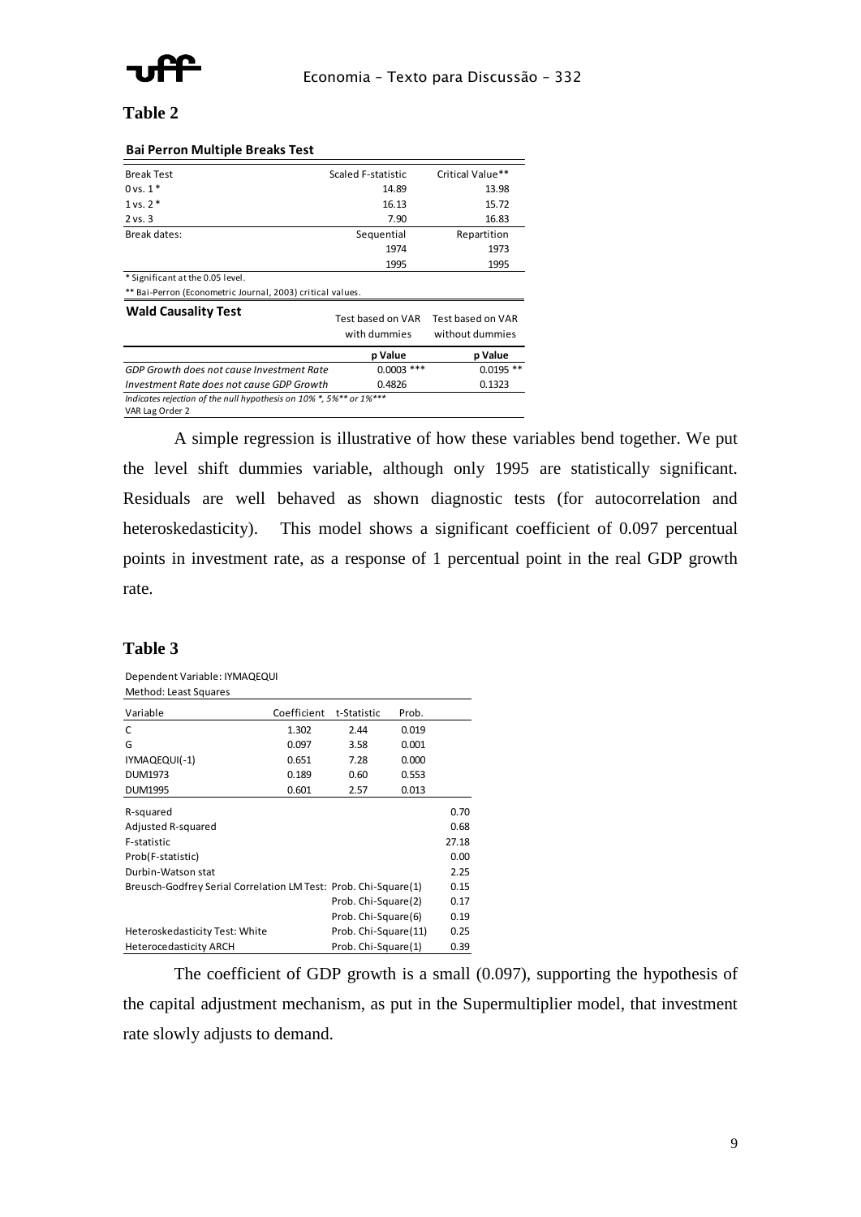## Table 2

**Bai Perron Multiple Breaks Test**

| Break Test | Scaled F-statistic | Critical Value** |
|---|---|---|
| 0 vs. 1 * | 14.89 | 13.98 |
| 1 vs. 2 * | 16.13 | 15.72 |
| 2 vs. 3 | 7.90 | 16.83 |
| Break dates: | Sequential | Repartition |
| | 1974 | 1973 |
| | 1995 | 1995 |

\* Significant at the 0.05 level.

** Bai-Perron (Econometric Journal, 2003) critical values.

**Wald Causality Test**

| | Test based on VAR with dummies | Test based on VAR without dummies |
|---|---|---|
| | **p Value** | **p Value** |
| *GDP Growth does not cause Investment Rate* | 0.0003 *** | 0.0195 ** |
| *Investment Rate does not cause GDP Growth* | 0.4826 | 0.1323 |

*Indicates rejection of the null hypothesis on 10% *, 5%** or 1%****

VAR Lag Order 2

A simple regression is illustrative of how these variables bend together. We put the level shift dummies variable, although only 1995 are statistically significant. Residuals are well behaved as shown diagnostic tests (for autocorrelation and heteroskedasticity). This model shows a significant coefficient of 0.097 percentual points in investment rate, as a response of 1 percentual point in the real GDP growth rate.

## Table 3

Dependent Variable: IYMAQEQUI
Method: Least Squares

| Variable | Coefficient | t-Statistic | Prob. | |
|---|---|---|---|---|
| C | 1.302 | 2.44 | 0.019 | |
| G | 0.097 | 3.58 | 0.001 | |
| IYMAQEQUI(-1) | 0.651 | 7.28 | 0.000 | |
| DUM1973 | 0.189 | 0.60 | 0.553 | |
| DUM1995 | 0.601 | 2.57 | 0.013 | |
| R-squared | | | | 0.70 |
| Adjusted R-squared | | | | 0.68 |
| F-statistic | | | | 27.18 |
| Prob(F-statistic) | | | | 0.00 |
| Durbin-Watson stat | | | | 2.25 |
| Breusch-Godfrey Serial Correlation LM Test: | | Prob. Chi-Square(1) | | 0.15 |
| | | Prob. Chi-Square(2) | | 0.17 |
| | | Prob. Chi-Square(6) | | 0.19 |
| Heteroskedasticity Test: White | | Prob. Chi-Square(11) | | 0.25 |
| Heterocedasticity ARCH | | Prob. Chi-Square(1) | | 0.39 |

The coefficient of GDP growth is a small (0.097), supporting the hypothesis of the capital adjustment mechanism, as put in the Supermultiplier model, that investment rate slowly adjusts to demand.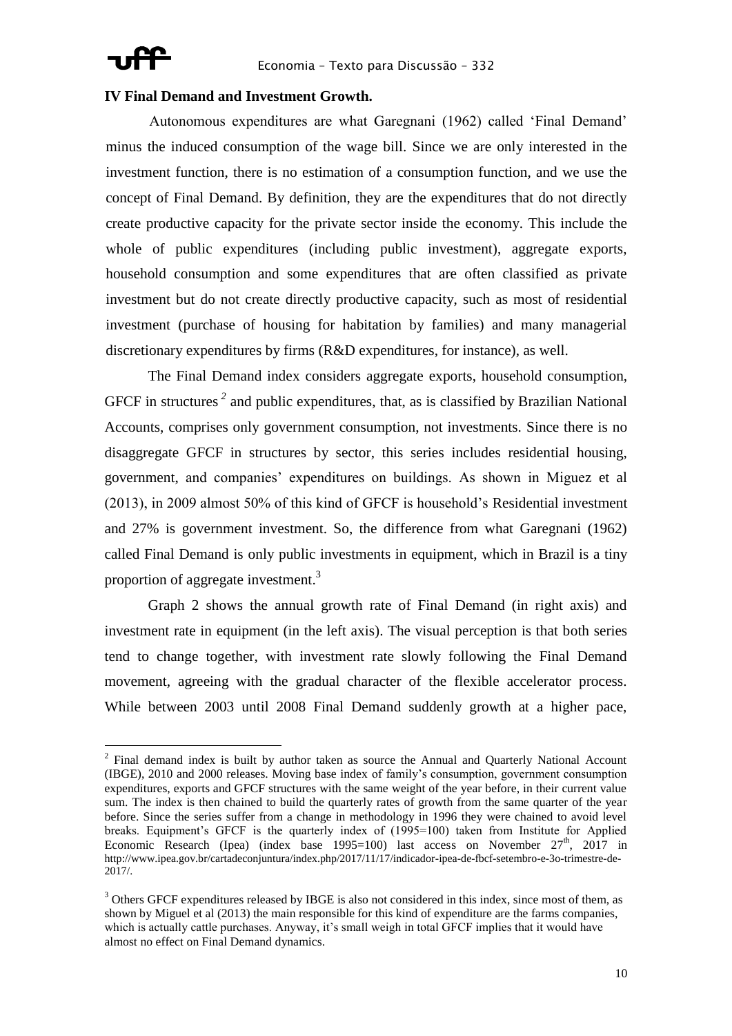## IV Final Demand and Investment Growth.

Autonomous expenditures are what Garegnani (1962) called 'Final Demand' minus the induced consumption of the wage bill. Since we are only interested in the investment function, there is no estimation of a consumption function, and we use the concept of Final Demand. By definition, they are the expenditures that do not directly create productive capacity for the private sector inside the economy. This include the whole of public expenditures (including public investment), aggregate exports, household consumption and some expenditures that are often classified as private investment but do not create directly productive capacity, such as most of residential investment (purchase of housing for habitation by families) and many managerial discretionary expenditures by firms (R&D expenditures, for instance), as well.

The Final Demand index considers aggregate exports, household consumption, GFCF in structures [2] and public expenditures, that, as is classified by Brazilian National Accounts, comprises only government consumption, not investments. Since there is no disaggregate GFCF in structures by sector, this series includes residential housing, government, and companies' expenditures on buildings. As shown in Miguez et al (2013), in 2009 almost 50% of this kind of GFCF is household's Residential investment and 27% is government investment. So, the difference from what Garegnani (1962) called Final Demand is only public investments in equipment, which in Brazil is a tiny proportion of aggregate investment.[3]

Graph 2 shows the annual growth rate of Final Demand (in right axis) and investment rate in equipment (in the left axis). The visual perception is that both series tend to change together, with investment rate slowly following the Final Demand movement, agreeing with the gradual character of the flexible accelerator process. While between 2003 until 2008 Final Demand suddenly growth at a higher pace,

---

[2] Final demand index is built by author taken as source the Annual and Quarterly National Account (IBGE), 2010 and 2000 releases. Moving base index of family's consumption, government consumption expenditures, exports and GFCF structures with the same weight of the year before, in their current value sum. The index is then chained to build the quarterly rates of growth from the same quarter of the year before. Since the series suffer from a change in methodology in 1996 they were chained to avoid level breaks. Equipment's GFCF is the quarterly index of (1995=100) taken from Institute for Applied Economic Research (Ipea) (index base 1995=100) last access on November 27th, 2017 in http://www.ipea.gov.br/cartadeconjuntura/index.php/2017/11/17/indicador-ipea-de-fbcf-setembro-e-3o-trimestre-de-2017/.

[3] Others GFCF expenditures released by IBGE is also not considered in this index, since most of them, as shown by Miguel et al (2013) the main responsible for this kind of expenditure are the farms companies, which is actually cattle purchases. Anyway, it's small weigh in total GFCF implies that it would have almost no effect on Final Demand dynamics.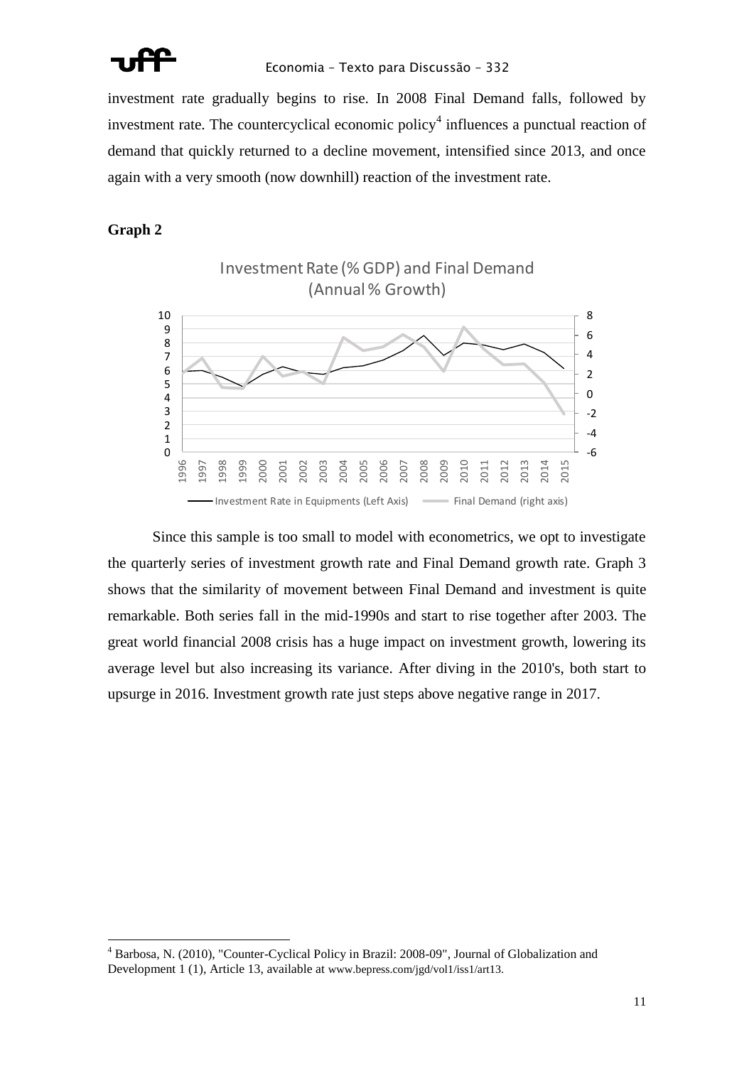investment rate gradually begins to rise. In 2008 Final Demand falls, followed by investment rate. The countercyclical economic policy[4] influences a punctual reaction of demand that quickly returned to a decline movement, intensified since 2013, and once again with a very smooth (now downhill) reaction of the investment rate.

**Graph 2**

Investment Rate (% GDP) and Final Demand (Annual % Growth)

Investment Rate in Equipments (Left Axis) — Final Demand (right axis)

Since this sample is too small to model with econometrics, we opt to investigate the quarterly series of investment growth rate and Final Demand growth rate. Graph 3 shows that the similarity of movement between Final Demand and investment is quite remarkable. Both series fall in the mid-1990s and start to rise together after 2003. The great world financial 2008 crisis has a huge impact on investment growth, lowering its average level but also increasing its variance. After diving in the 2010's, both start to upsurge in 2016. Investment growth rate just steps above negative range in 2017.

[4] Barbosa, N. (2010), "Counter-Cyclical Policy in Brazil: 2008-09", Journal of Globalization and Development 1 (1), Article 13, available at www.bepress.com/jgd/vol1/iss1/art13.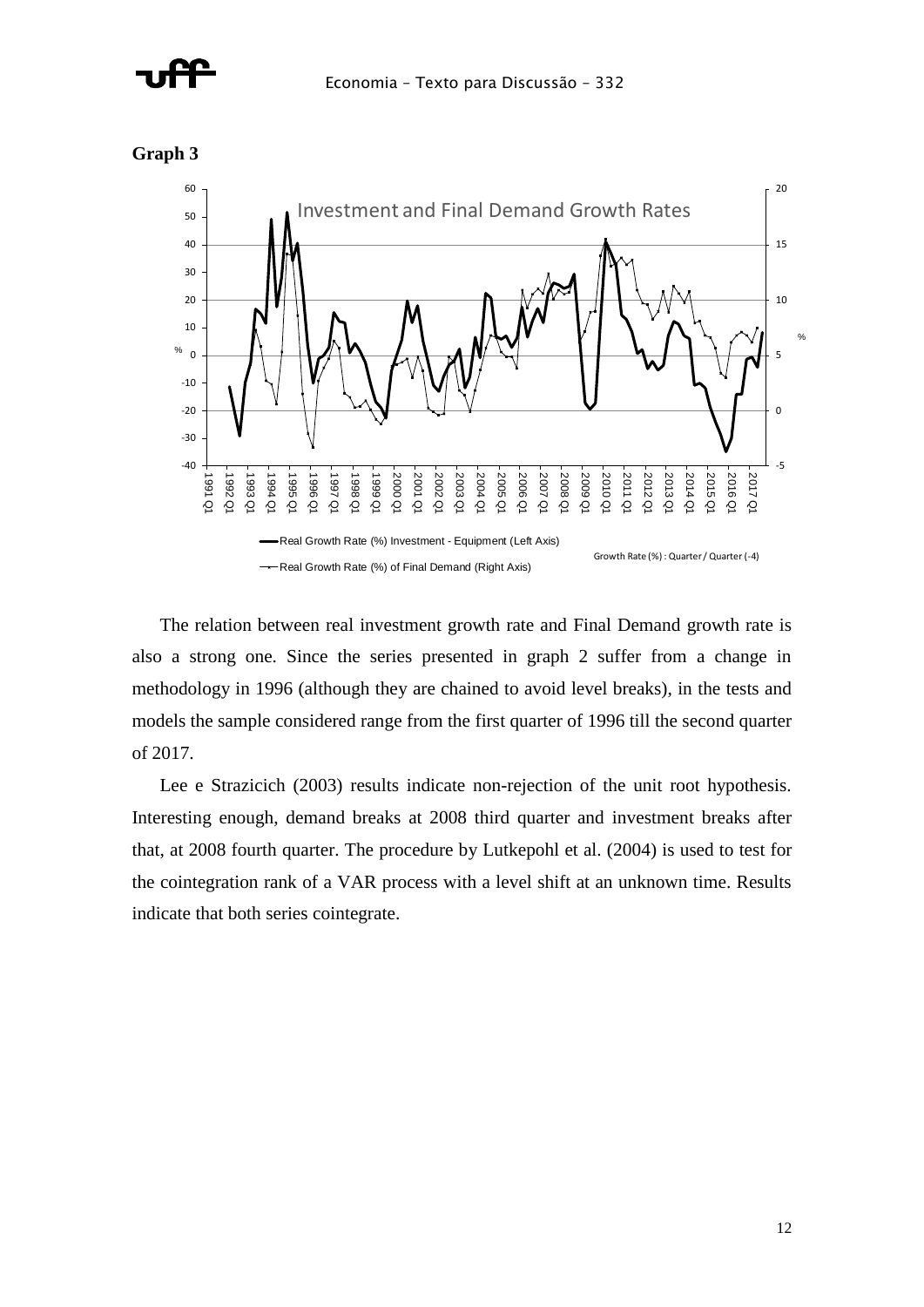**Graph 3**

The relation between real investment growth rate and Final Demand growth rate is also a strong one. Since the series presented in graph 2 suffer from a change in methodology in 1996 (although they are chained to avoid level breaks), in the tests and models the sample considered range from the first quarter of 1996 till the second quarter of 2017.

Lee e Strazicich (2003) results indicate non-rejection of the unit root hypothesis. Interesting enough, demand breaks at 2008 third quarter and investment breaks after that, at 2008 fourth quarter. The procedure by Lutkepohl et al. (2004) is used to test for the cointegration rank of a VAR process with a level shift at an unknown time. Results indicate that both series cointegrate.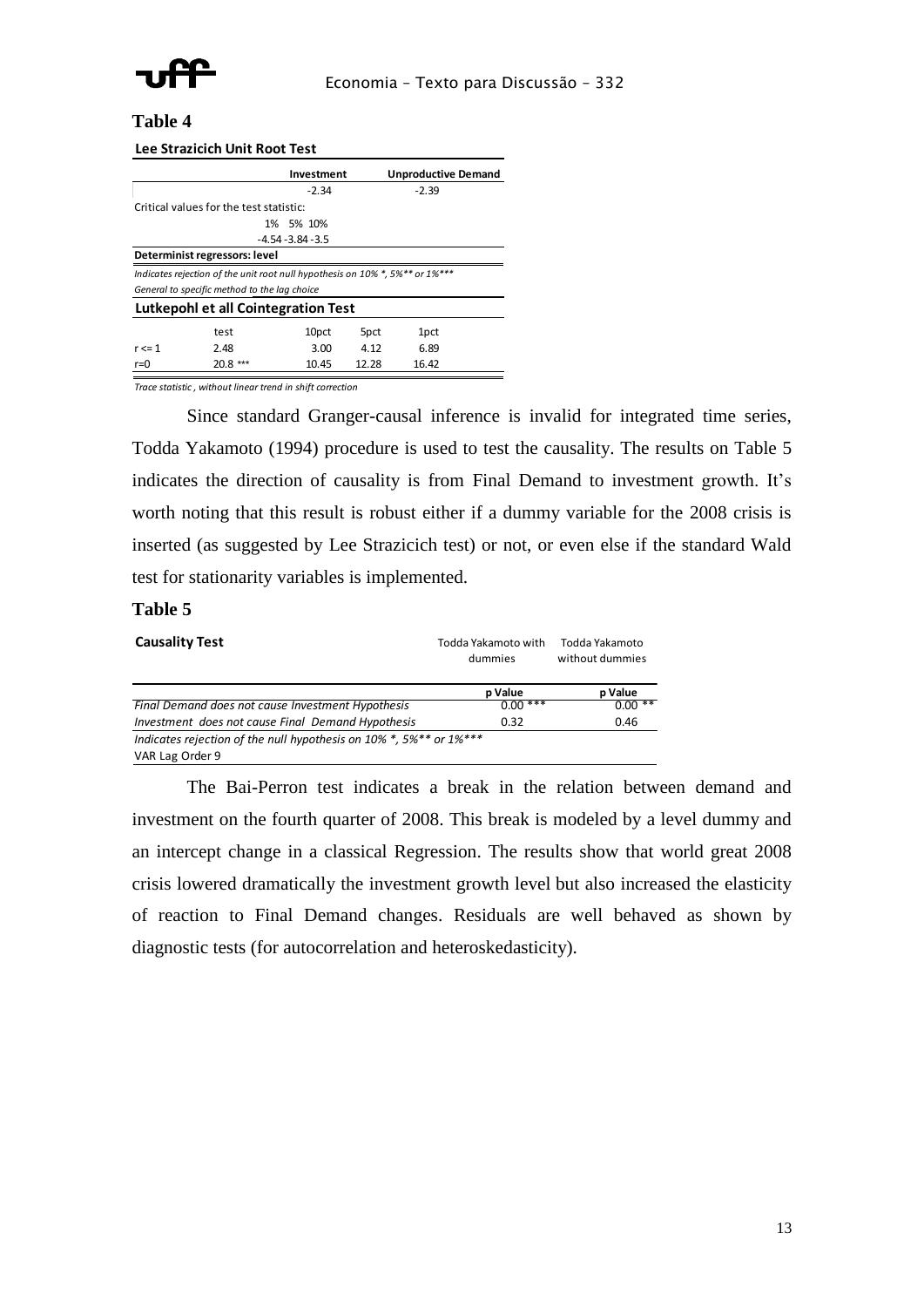## Table 4

**Lee Strazicich Unit Root Test**

| | Investment | Unproductive Demand |
|---|---|---|
| | -2.34 | -2.39 |
| Critical values for the test statistic: | | |
| | 1% 5% 10% | |
| | -4.54 -3.84 -3.5 | |
| **Determinist regressors: level** | | |

*Indicates rejection of the unit root null hypothesis on 10% *, 5%** or 1%****

*General to specific method to the lag choice*

**Lutkepohl et all Cointegration Test**

| | test | 10pct | 5pct | 1pct |
|---|---|---|---|---|
| r <= 1 | 2.48 | 3.00 | 4.12 | 6.89 |
| r=0 | 20.8 *** | 10.45 | 12.28 | 16.42 |

*Trace statistic , without linear trend in shift correction*

Since standard Granger-causal inference is invalid for integrated time series, Todda Yakamoto (1994) procedure is used to test the causality. The results on Table 5 indicates the direction of causality is from Final Demand to investment growth. It's worth noting that this result is robust either if a dummy variable for the 2008 crisis is inserted (as suggested by Lee Strazicich test) or not, or even else if the standard Wald test for stationarity variables is implemented.

## Table 5

| **Causality Test** | Todda Yakamoto with dummies | Todda Yakamoto without dummies |
|---|---|---|
| | **p Value** | **p Value** |
| *Final Demand does not cause Investment Hypothesis* | 0.00 *** | 0.00 ** |
| *Investment does not cause Final Demand Hypothesis* | 0.32 | 0.46 |

*Indicates rejection of the null hypothesis on 10% *, 5%** or 1%****

VAR Lag Order 9

The Bai-Perron test indicates a break in the relation between demand and investment on the fourth quarter of 2008. This break is modeled by a level dummy and an intercept change in a classical Regression. The results show that world great 2008 crisis lowered dramatically the investment growth level but also increased the elasticity of reaction to Final Demand changes. Residuals are well behaved as shown by diagnostic tests (for autocorrelation and heteroskedasticity).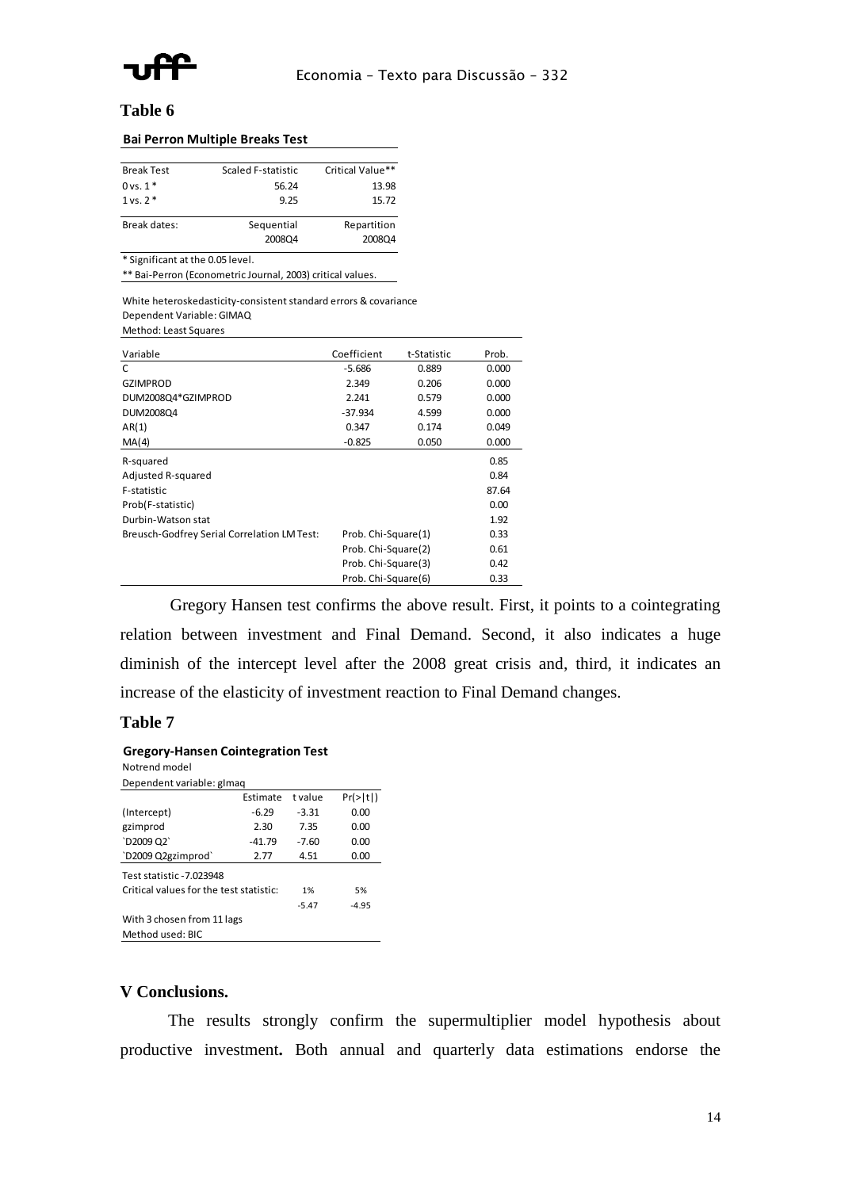## Table 6

**Bai Perron Multiple Breaks Test**

| Break Test | Scaled F-statistic | Critical Value** |
|---|---|---|
| 0 vs. 1 * | 56.24 | 13.98 |
| 1 vs. 2 * | 9.25 | 15.72 |
| Break dates: | Sequential | Repartition |
| | 2008Q4 | 2008Q4 |

* Significant at the 0.05 level.

** Bai-Perron (Econometric Journal, 2003) critical values.

White heteroskedasticity-consistent standard errors & covariance
Dependent Variable: GIMAQ
Method: Least Squares

| Variable | Coefficient | t-Statistic | Prob. |
|---|---|---|---|
| C | -5.686 | 0.889 | 0.000 |
| GZIMPROD | 2.349 | 0.206 | 0.000 |
| DUM2008Q4*GZIMPROD | 2.241 | 0.579 | 0.000 |
| DUM2008Q4 | -37.934 | 4.599 | 0.000 |
| AR(1) | 0.347 | 0.174 | 0.049 |
| MA(4) | -0.825 | 0.050 | 0.000 |
| R-squared | | | 0.85 |
| Adjusted R-squared | | | 0.84 |
| F-statistic | | | 87.64 |
| Prob(F-statistic) | | | 0.00 |
| Durbin-Watson stat | | | 1.92 |
| Breusch-Godfrey Serial Correlation LM Test: | Prob. Chi-Square(1) | | 0.33 |
| | Prob. Chi-Square(2) | | 0.61 |
| | Prob. Chi-Square(3) | | 0.42 |
| | Prob. Chi-Square(6) | | 0.33 |

Gregory Hansen test confirms the above result. First, it points to a cointegrating relation between investment and Final Demand. Second, it also indicates a huge diminish of the intercept level after the 2008 great crisis and, third, it indicates an increase of the elasticity of investment reaction to Final Demand changes.

## Table 7

**Gregory-Hansen Cointegration Test**

Notrend model

Dependent variable: glmaq

| | Estimate | t value | Pr(>\|t\|) |
|---|---|---|---|
| (Intercept) | -6.29 | -3.31 | 0.00 |
| gzimprod | 2.30 | 7.35 | 0.00 |
| `D2009 Q2` | -41.79 | -7.60 | 0.00 |
| `D2009 Q2gzimprod` | 2.77 | 4.51 | 0.00 |

Test statistic -7.023948

| Critical values for the test statistic: | 1% | 5% |
|---|---|---|
| | -5.47 | -4.95 |

With 3 chosen from 11 lags

Method used: BIC

## V Conclusions.

The results strongly confirm the supermultiplier model hypothesis about productive investment**.** Both annual and quarterly data estimations endorse the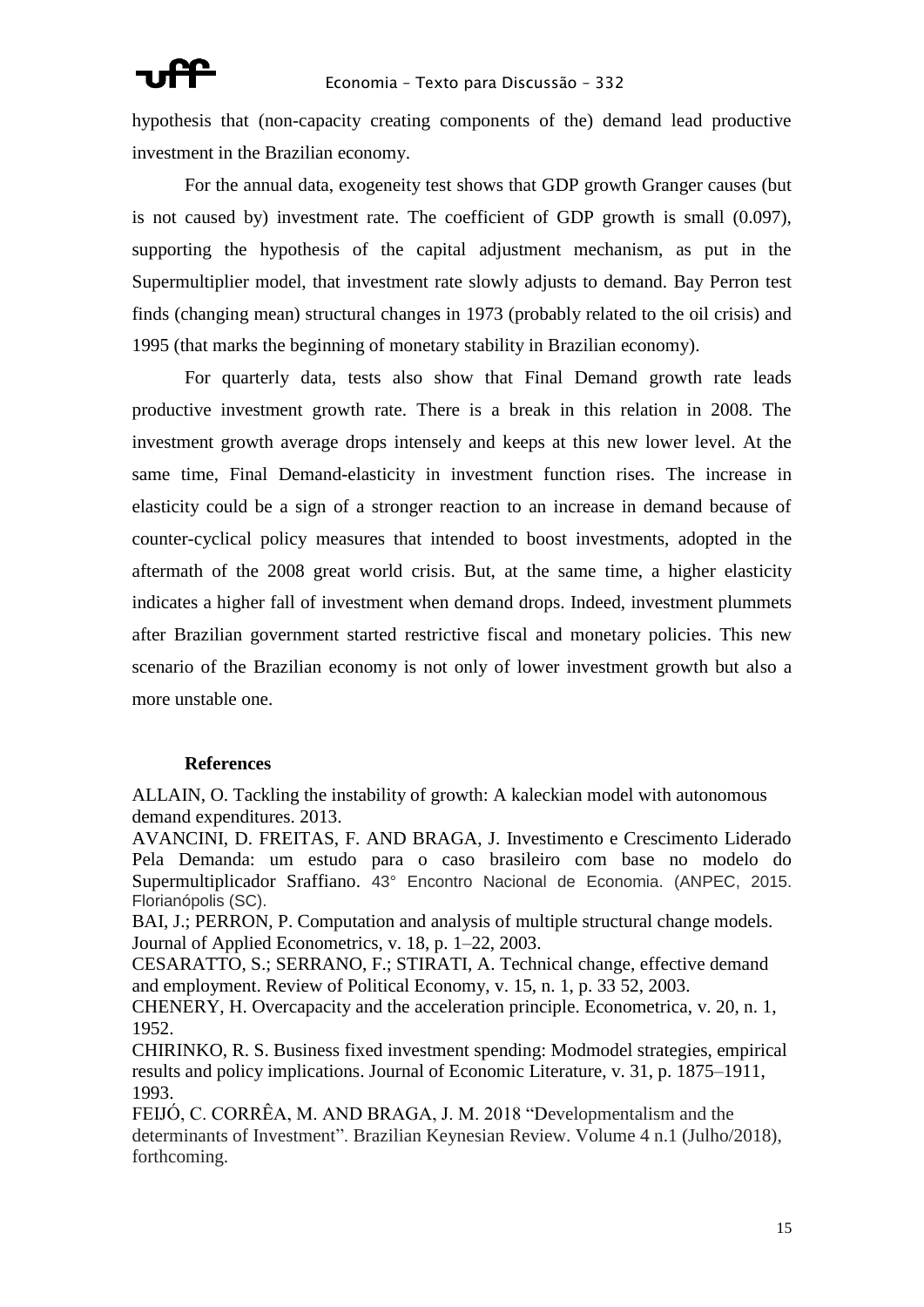hypothesis that (non-capacity creating components of the) demand lead productive investment in the Brazilian economy.

For the annual data, exogeneity test shows that GDP growth Granger causes (but is not caused by) investment rate. The coefficient of GDP growth is small (0.097), supporting the hypothesis of the capital adjustment mechanism, as put in the Supermultiplier model, that investment rate slowly adjusts to demand. Bay Perron test finds (changing mean) structural changes in 1973 (probably related to the oil crisis) and 1995 (that marks the beginning of monetary stability in Brazilian economy).

For quarterly data, tests also show that Final Demand growth rate leads productive investment growth rate. There is a break in this relation in 2008. The investment growth average drops intensely and keeps at this new lower level. At the same time, Final Demand-elasticity in investment function rises. The increase in elasticity could be a sign of a stronger reaction to an increase in demand because of counter-cyclical policy measures that intended to boost investments, adopted in the aftermath of the 2008 great world crisis. But, at the same time, a higher elasticity indicates a higher fall of investment when demand drops. Indeed, investment plummets after Brazilian government started restrictive fiscal and monetary policies. This new scenario of the Brazilian economy is not only of lower investment growth but also a more unstable one.

**References**

ALLAIN, O. Tackling the instability of growth: A kaleckian model with autonomous demand expenditures. 2013.

AVANCINI, D. FREITAS, F. AND BRAGA, J. Investimento e Crescimento Liderado Pela Demanda: um estudo para o caso brasileiro com base no modelo do Supermultiplicador Sraffiano. 43° Encontro Nacional de Economia. (ANPEC, 2015. Florianópolis (SC).

BAI, J.; PERRON, P. Computation and analysis of multiple structural change models. Journal of Applied Econometrics, v. 18, p. 1–22, 2003.

CESARATTO, S.; SERRANO, F.; STIRATI, A. Technical change, effective demand and employment. Review of Political Economy, v. 15, n. 1, p. 33 52, 2003.

CHENERY, H. Overcapacity and the acceleration principle. Econometrica, v. 20, n. 1, 1952.

CHIRINKO, R. S. Business fixed investment spending: Modmodel strategies, empirical results and policy implications. Journal of Economic Literature, v. 31, p. 1875–1911, 1993.

FEIJÓ, C. CORRÊA, M. AND BRAGA, J. M. 2018 "Developmentalism and the determinants of Investment". Brazilian Keynesian Review. Volume 4 n.1 (Julho/2018), forthcoming.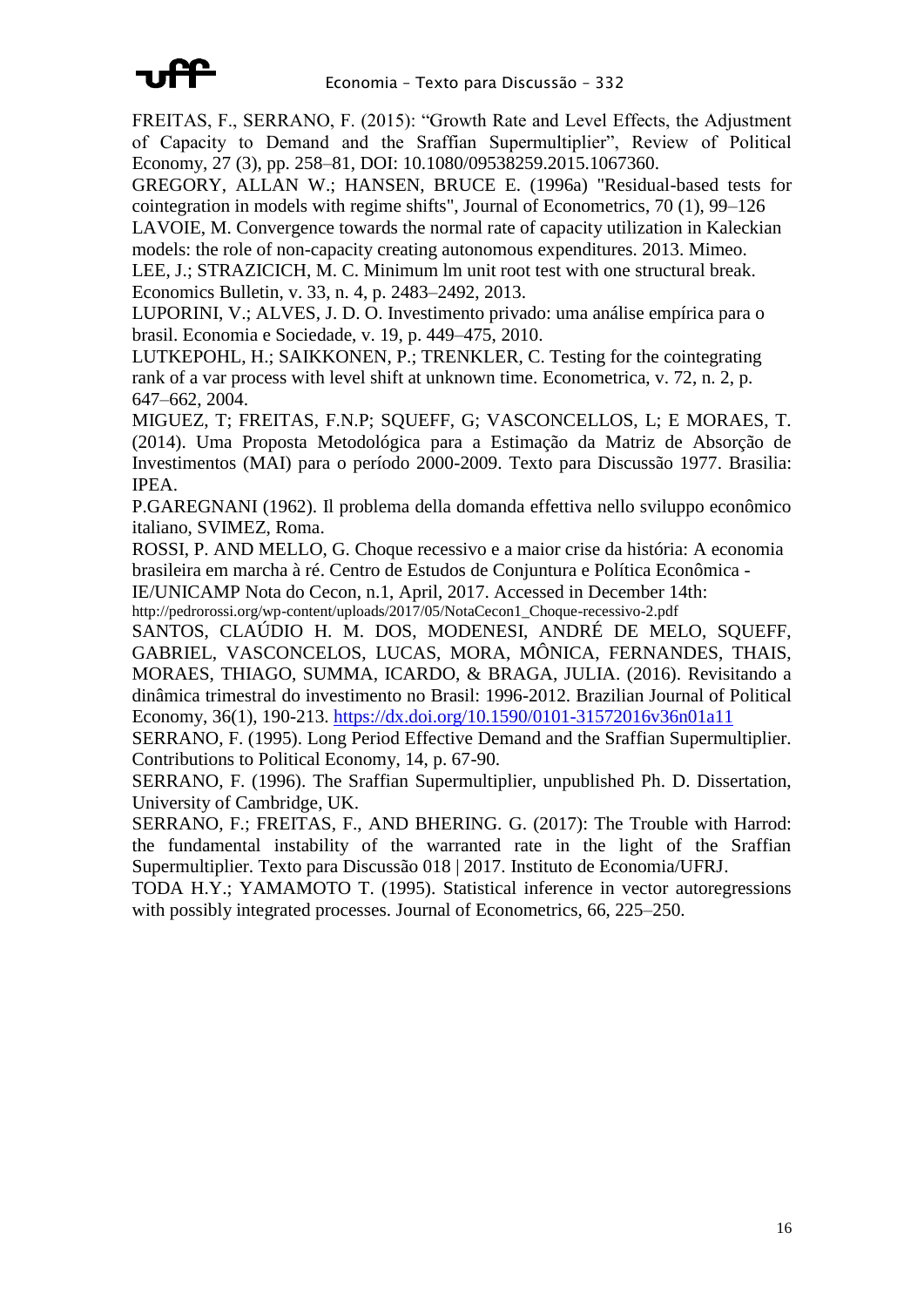FREITAS, F., SERRANO, F. (2015): "Growth Rate and Level Effects, the Adjustment of Capacity to Demand and the Sraffian Supermultiplier", Review of Political Economy, 27 (3), pp. 258–81, DOI: 10.1080/09538259.2015.1067360.

GREGORY, ALLAN W.; HANSEN, BRUCE E. (1996a) "Residual-based tests for cointegration in models with regime shifts", Journal of Econometrics, 70 (1), 99–126

LAVOIE, M. Convergence towards the normal rate of capacity utilization in Kaleckian models: the role of non-capacity creating autonomous expenditures. 2013. Mimeo.

LEE, J.; STRAZICICH, M. C. Minimum lm unit root test with one structural break. Economics Bulletin, v. 33, n. 4, p. 2483–2492, 2013.

LUPORINI, V.; ALVES, J. D. O. Investimento privado: uma análise empírica para o brasil. Economia e Sociedade, v. 19, p. 449–475, 2010.

LUTKEPOHL, H.; SAIKKONEN, P.; TRENKLER, C. Testing for the cointegrating rank of a var process with level shift at unknown time. Econometrica, v. 72, n. 2, p. 647–662, 2004.

MIGUEZ, T; FREITAS, F.N.P; SQUEFF, G; VASCONCELLOS, L; E MORAES, T. (2014). Uma Proposta Metodológica para a Estimação da Matriz de Absorção de Investimentos (MAI) para o período 2000-2009. Texto para Discussão 1977. Brasilia: IPEA.

P.GAREGNANI (1962). Il problema della domanda effettiva nello sviluppo econômico italiano, SVIMEZ, Roma.

ROSSI, P. AND MELLO, G. Choque recessivo e a maior crise da história: A economia brasileira em marcha à ré. Centro de Estudos de Conjuntura e Política Econômica - IE/UNICAMP Nota do Cecon, n.1, April, 2017. Accessed in December 14th: http://pedrorossi.org/wp-content/uploads/2017/05/NotaCecon1_Choque-recessivo-2.pdf

SANTOS, CLAÚDIO H. M. DOS, MODENESI, ANDRÉ DE MELO, SQUEFF, GABRIEL, VASCONCELOS, LUCAS, MORA, MÔNICA, FERNANDES, THAIS, MORAES, THIAGO, SUMMA, ICARDO, & BRAGA, JULIA. (2016). Revisitando a dinâmica trimestral do investimento no Brasil: 1996-2012. Brazilian Journal of Political Economy, 36(1), 190-213. https://dx.doi.org/10.1590/0101-31572016v36n01a11

SERRANO, F. (1995). Long Period Effective Demand and the Sraffian Supermultiplier. Contributions to Political Economy, 14, p. 67-90.

SERRANO, F. (1996). The Sraffian Supermultiplier, unpublished Ph. D. Dissertation, University of Cambridge, UK.

SERRANO, F.; FREITAS, F., AND BHERING. G. (2017): The Trouble with Harrod: the fundamental instability of the warranted rate in the light of the Sraffian Supermultiplier. Texto para Discussão 018 | 2017. Instituto de Economia/UFRJ.

TODA H.Y.; YAMAMOTO T. (1995). Statistical inference in vector autoregressions with possibly integrated processes. Journal of Econometrics, 66, 225–250.